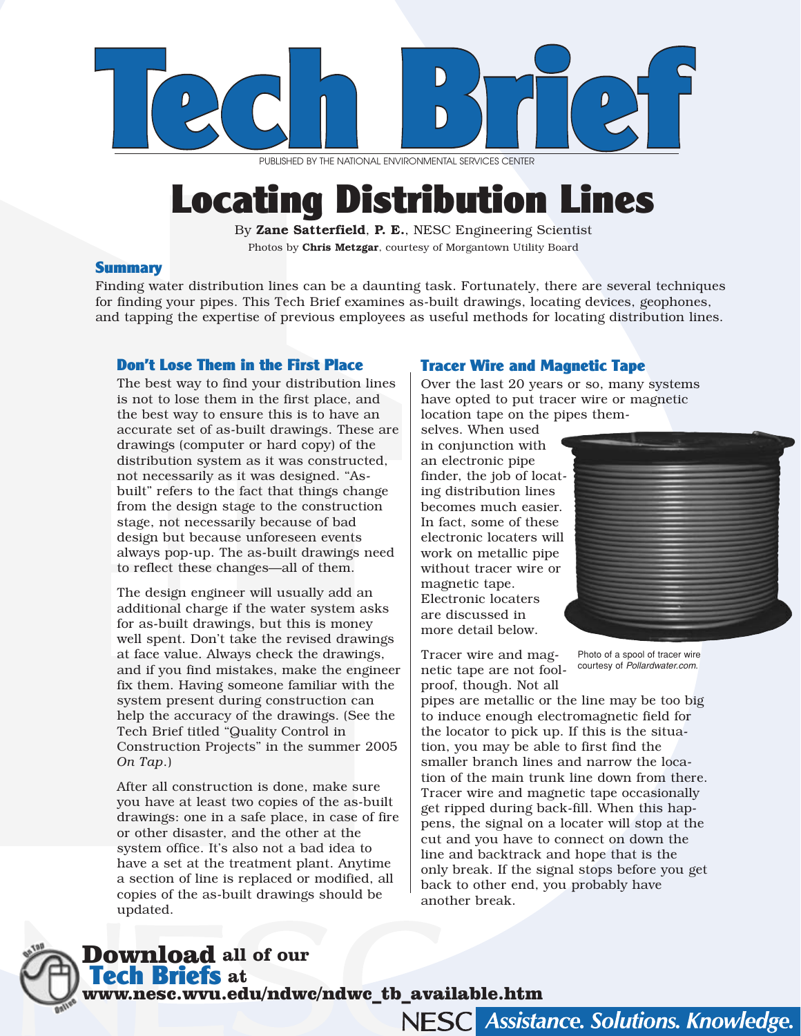# Tech Brief

PUBLISHED BY THE NATIONAL ENVIRONMENTAL SERVICES CENTER

# Locating Distribution Lines

By **Zane Satterfield**, **P. E.**, NESC Engineering Scientist

Photos by **Chris Metzgar**, courtesy of Morgantown Utility Board

## Summary

Finding water distribution lines can be a daunting task. Fortunately, there are several techniques for finding your pipes. This Tech Brief examines as-built drawings, locating devices, geophones, and tapping the expertise of previous employees as useful methods for locating distribution lines.

### Don't Lose Them in the First Place

The best way to find your distribution lines is not to lose them in the first place, and the best way to ensure this is to have an accurate set of as-built drawings. These are drawings (computer or hard copy) of the distribution system as it was constructed, not necessarily as it was designed. "As-built" refers to the fact that things change from the design stage to the construction stage, not necessarily because of bad design but because unforeseen events always pop-up. The as-built drawings need to reflect these changes—all of them.

The design engineer will usually add an additional charge if the water system asks for as-built drawings, but this is money well spent. Don't take the revised drawings at face value. Always check the drawings, and if you find mistakes, make the engineer fix them. Having someone familiar with the system present during construction can help the accuracy of the drawings. (See the Tech Brief titled "Quality Control in Construction Projects" in the summer 2005 *On Tap*.)

After all construction is done, make sure you have at least two copies of the as-built drawings: one in a safe place, in case of fire or other disaster, and the other at the system office. It's also not a bad idea to have a set at the treatment plant. Anytime a section of line is replaced or modified, all copies of the as-built drawings should be updated.

### Tracer Wire and Magnetic Tape

Over the last 20 years or so, many systems have opted to put tracer wire or magnetic location tape on the pipes themselves. When used in conjunction with an electronic pipe finder, the job of locating distribution lines becomes much easier. In fact, some of these electronic locaters will work on metallic pipe without tracer wire or magnetic tape. Electronic locaters are discussed in more detail below.

Photo of a spool of tracer wire courtesy of *Pollardwater.com.*

Tracer wire and magnetic tape are not foolproof, though. Not all pipes are metallic or the line may be too big to induce enough electromagnetic field for the locator to pick up. If this is the situation, you may be able to first find the smaller branch lines and narrow the location of the main trunk line down from there. Tracer wire and magnetic tape occasionally get ripped during back-fill. When this happens, the signal on a locater will stop at the cut and you have to connect on down the line and backtrack and hope that is the only break. If the signal stops before you get back to other end, you probably have another break.

**Download** all of our **Tech Briefs** at **www.nesc.wvu.edu/ndwc/ndwc_tb_available.htm**

NESC *Assistance. Solutions. Knowledge.*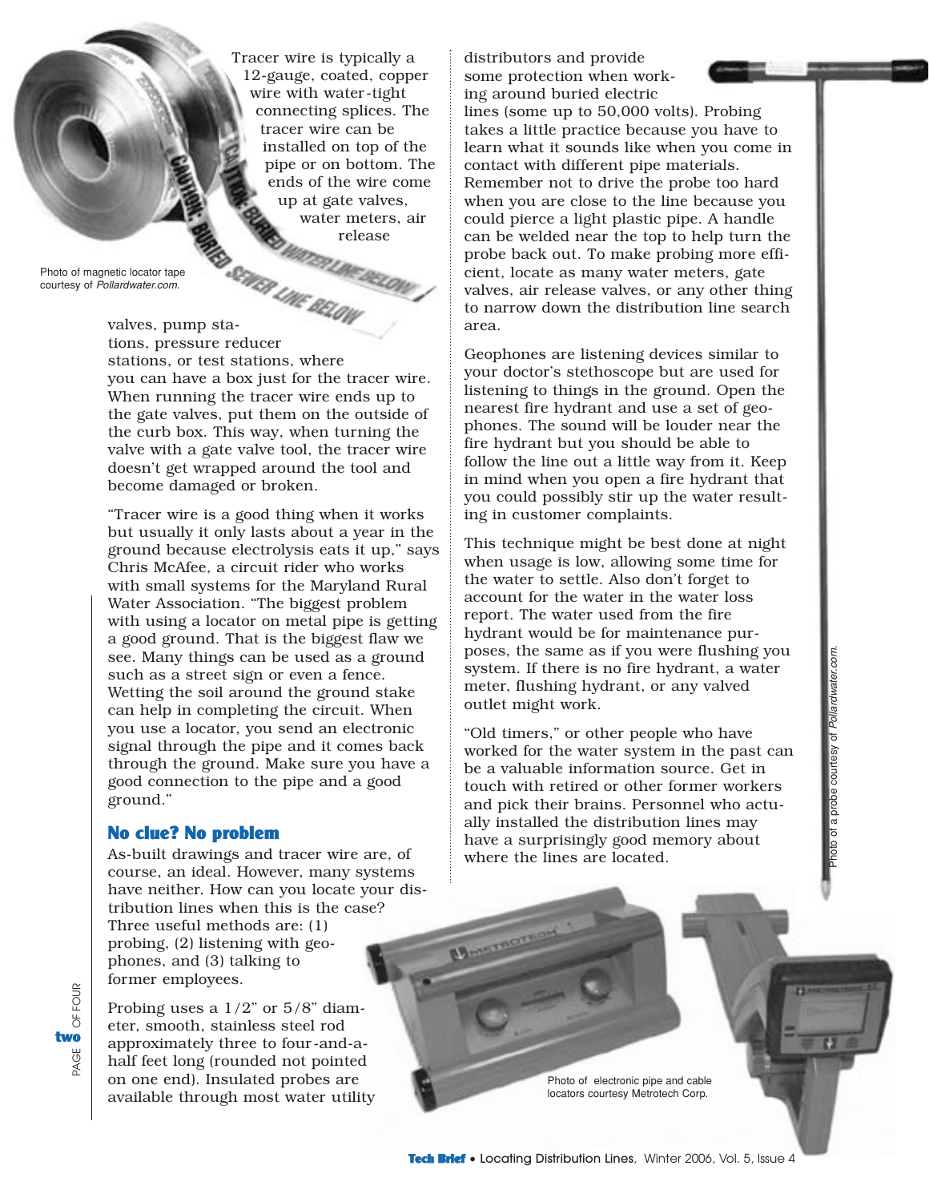Tracer wire is typically a 12-gauge, coated, copper wire with water-tight connecting splices. The tracer wire can be installed on top of the pipe or on bottom. The ends of the wire come up at gate valves, water meters, air release valves, pump stations, pressure reducer stations, or test stations, where you can have a box just for the tracer wire. When running the tracer wire ends up to the gate valves, put them on the outside of the curb box. This way, when turning the valve with a gate valve tool, the tracer wire doesn't get wrapped around the tool and become damaged or broken.

Photo of magnetic locator tape courtesy of *Pollardwater.com.*

"Tracer wire is a good thing when it works but usually it only lasts about a year in the ground because electrolysis eats it up," says Chris McAfee, a circuit rider who works with small systems for the Maryland Rural Water Association. "The biggest problem with using a locator on metal pipe is getting a good ground. That is the biggest flaw we see. Many things can be used as a ground such as a street sign or even a fence. Wetting the soil around the ground stake can help in completing the circuit. When you use a locator, you send an electronic signal through the pipe and it comes back through the ground. Make sure you have a good connection to the pipe and a good ground."

## No clue? No problem

As-built drawings and tracer wire are, of course, an ideal. However, many systems have neither. How can you locate your distribution lines when this is the case? Three useful methods are: (1) probing, (2) listening with geophones, and (3) talking to former employees.

Probing uses a 1/2" or 5/8" diameter, smooth, stainless steel rod approximately three to four-and-a-half feet long (rounded not pointed on one end). Insulated probes are available through most water utility distributors and provide some protection when working around buried electric lines (some up to 50,000 volts). Probing takes a little practice because you have to learn what it sounds like when you come in contact with different pipe materials. Remember not to drive the probe too hard when you are close to the line because you could pierce a light plastic pipe. A handle can be welded near the top to help turn the probe back out. To make probing more efficient, locate as many water meters, gate valves, air release valves, or any other thing to narrow down the distribution line search area.

Geophones are listening devices similar to your doctor's stethoscope but are used for listening to things in the ground. Open the nearest fire hydrant and use a set of geophones. The sound will be louder near the fire hydrant but you should be able to follow the line out a little way from it. Keep in mind when you open a fire hydrant that you could possibly stir up the water resulting in customer complaints.

This technique might be best done at night when usage is low, allowing some time for the water to settle. Also don't forget to account for the water in the water loss report. The water used from the fire hydrant would be for maintenance purposes, the same as if you were flushing you system. If there is no fire hydrant, a water meter, flushing hydrant, or any valved outlet might work.

"Old timers," or other people who have worked for the water system in the past can be a valuable information source. Get in touch with retired or other former workers and pick their brains. Personnel who actually installed the distribution lines may have a surprisingly good memory about where the lines are located.

Photo of a probe courtesy of *Pollardwater.com.*

Photo of electronic pipe and cable locators courtesy Metrotech Corp.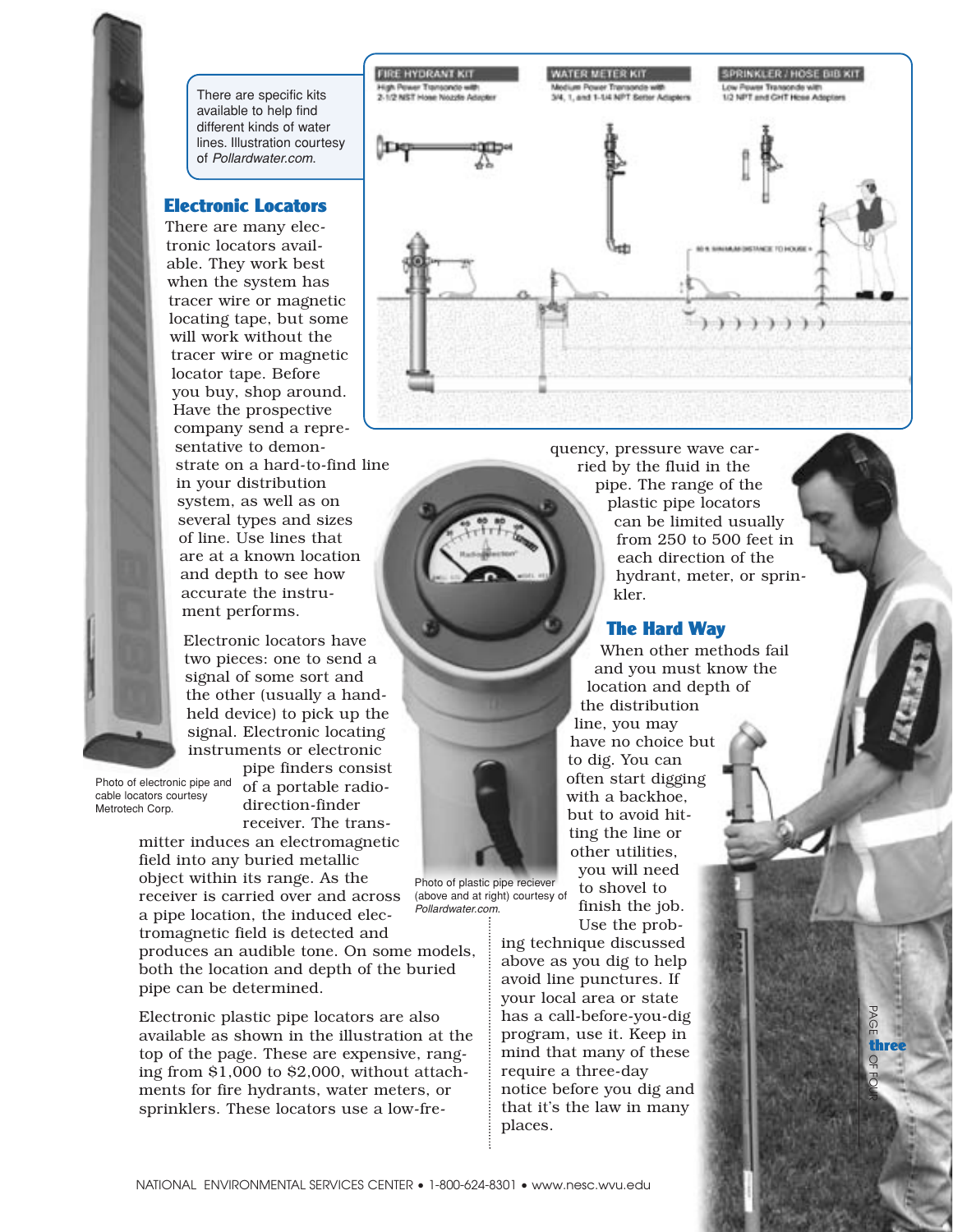There are specific kits available to help find different kinds of water lines. Illustration courtesy of *Pollardwater.com*.

FIRE HYDRANT KIT
High Power Transonde with 2-1/2 NST Hose Nozzle Adapter

WATER METER KIT
Medium Power Transonde with 3/4, 1, and 1-1/4 NPT Setter Adapters

SPRINKLER / HOSE BIB KIT
Low Power Transonde with 1/2 NPT and GHT Hose Adapters

## Electronic Locators

There are many electronic locators available. They work best when the system has tracer wire or magnetic locating tape, but some will work without the tracer wire or magnetic locator tape. Before you buy, shop around. Have the prospective company send a representative to demonstrate on a hard-to-find line in your distribution system, as well as on several types and sizes of line. Use lines that are at a known location and depth to see how accurate the instrument performs.

Electronic locators have two pieces: one to send a signal of some sort and the other (usually a handheld device) to pick up the signal. Electronic locating instruments or electronic pipe finders consist of a portable radio-direction-finder receiver. The transmitter induces an electromagnetic field into any buried metallic object within its range. As the receiver is carried over and across a pipe location, the induced electromagnetic field is detected and produces an audible tone. On some models, both the location and depth of the buried pipe can be determined.

Photo of electronic pipe and cable locators courtesy Metrotech Corp.

Electronic plastic pipe locators are also available as shown in the illustration at the top of the page. These are expensive, ranging from $1,000 to $2,000, without attachments for fire hydrants, water meters, or sprinklers. These locators use a low-frequency, pressure wave carried by the fluid in the pipe. The range of the plastic pipe locators can be limited usually from 250 to 500 feet in each direction of the hydrant, meter, or sprinkler.

Photo of plastic pipe reciever (above and at right) courtesy of *Pollardwater.com*.

## The Hard Way

When other methods fail and you must know the location and depth of the distribution line, you may have no choice but to dig. You can often start digging with a backhoe, but to avoid hitting the line or other utilities, you will need to shovel to finish the job. Use the probing technique discussed above as you dig to help avoid line punctures. If your local area or state has a call-before-you-dig program, use it. Keep in mind that many of these require a three-day notice before you dig and that it's the law in many places.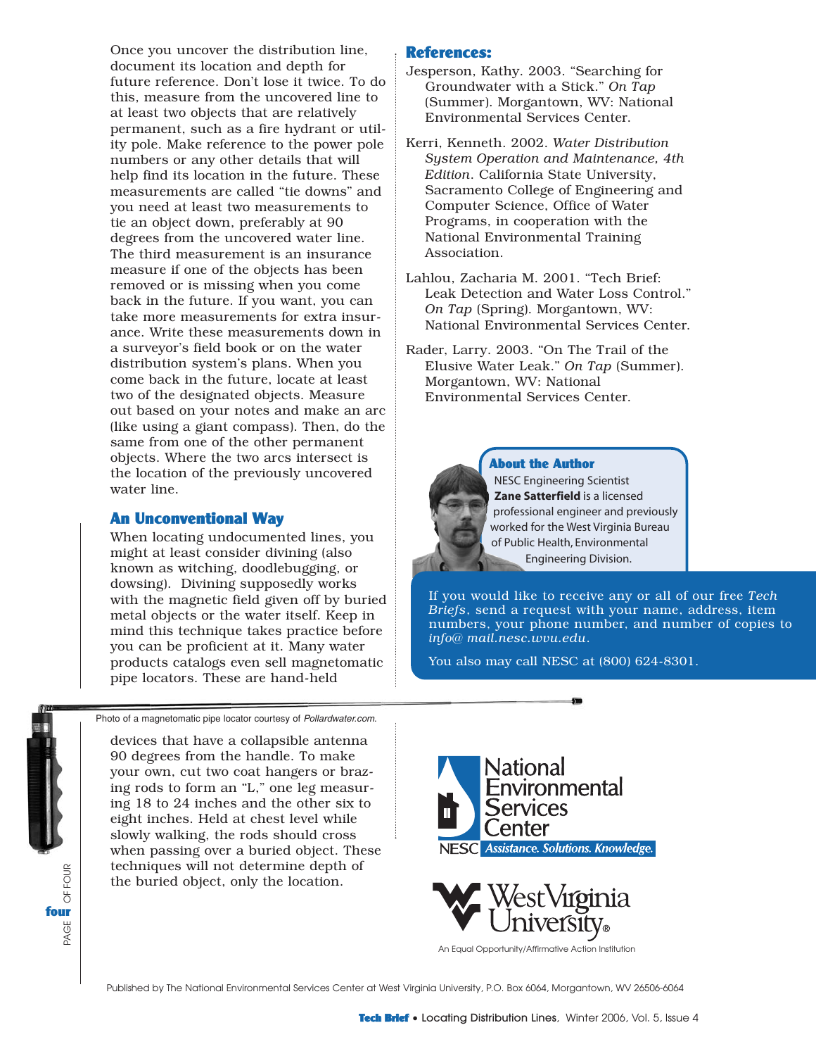Once you uncover the distribution line, document its location and depth for future reference. Don't lose it twice. To do this, measure from the uncovered line to at least two objects that are relatively permanent, such as a fire hydrant or utility pole. Make reference to the power pole numbers or any other details that will help find its location in the future. These measurements are called "tie downs" and you need at least two measurements to tie an object down, preferably at 90 degrees from the uncovered water line. The third measurement is an insurance measure if one of the objects has been removed or is missing when you come back in the future. If you want, you can take more measurements for extra insurance. Write these measurements down in a surveyor's field book or on the water distribution system's plans. When you come back in the future, locate at least two of the designated objects. Measure out based on your notes and make an arc (like using a giant compass). Then, do the same from one of the other permanent objects. Where the two arcs intersect is the location of the previously uncovered water line.

## An Unconventional Way

When locating undocumented lines, you might at least consider divining (also known as witching, doodlebugging, or dowsing). Divining supposedly works with the magnetic field given off by buried metal objects or the water itself. Keep in mind this technique takes practice before you can be proficient at it. Many water products catalogs even sell magnetomatic pipe locators. These are hand-held devices that have a collapsible antenna 90 degrees from the handle. To make your own, cut two coat hangers or brazing rods to form an "L," one leg measuring 18 to 24 inches and the other six to eight inches. Held at chest level while slowly walking, the rods should cross when passing over a buried object. These techniques will not determine depth of the buried object, only the location.

Photo of a magnetomatic pipe locator courtesy of *Pollardwater.com*.

## References:

Jesperson, Kathy. 2003. "Searching for Groundwater with a Stick." *On Tap* (Summer). Morgantown, WV: National Environmental Services Center.

Kerri, Kenneth. 2002. *Water Distribution System Operation and Maintenance, 4th Edition*. California State University, Sacramento College of Engineering and Computer Science, Office of Water Programs, in cooperation with the National Environmental Training Association.

Lahlou, Zacharia M. 2001. "Tech Brief: Leak Detection and Water Loss Control." *On Tap* (Spring). Morgantown, WV: National Environmental Services Center.

Rader, Larry. 2003. "On The Trail of the Elusive Water Leak." *On Tap* (Summer). Morgantown, WV: National Environmental Services Center.

### About the Author

NESC Engineering Scientist **Zane Satterfield** is a licensed professional engineer and previously worked for the West Virginia Bureau of Public Health, Environmental Engineering Division.

If you would like to receive any or all of our free *Tech Briefs*, send a request with your name, address, item numbers, your phone number, and number of copies to *info@ mail.nesc.wvu.edu*.

You also may call NESC at (800) 624-8301.

National Environmental Services Center

NESC Assistance. Solutions. Knowledge.

West Virginia University®

An Equal Opportunity/Affirmative Action Institution

Published by The National Environmental Services Center at West Virginia University, P.O. Box 6064, Morgantown, WV 26506-6064